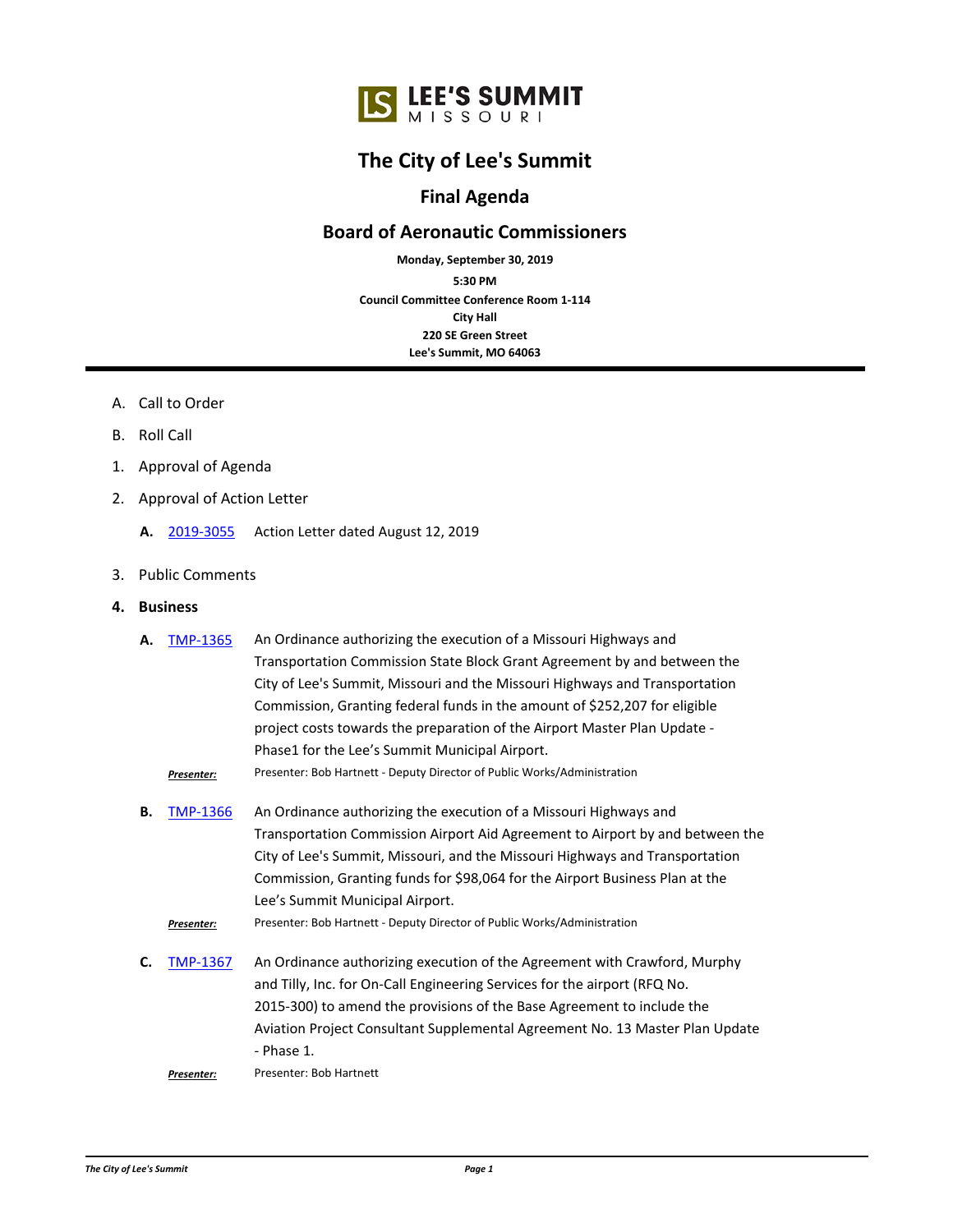LEE'S SUMMIT
MISSOURI

# The City of Lee's Summit

## Final Agenda

## Board of Aeronautic Commissioners

**Monday, September 30, 2019**

**5:30 PM**

**Council Committee Conference Room 1-114**

**City Hall**

**220 SE Green Street**

**Lee's Summit, MO 64063**

---

A. Call to Order

B. Roll Call

1. Approval of Agenda

2. Approval of Action Letter

   **A.** 2019-3055 Action Letter dated August 12, 2019

3. Public Comments

4. **Business**

   **A.** TMP-1365 An Ordinance authorizing the execution of a Missouri Highways and Transportation Commission State Block Grant Agreement by and between the City of Lee's Summit, Missouri and the Missouri Highways and Transportation Commission, Granting federal funds in the amount of $252,207 for eligible project costs towards the preparation of the Airport Master Plan Update - Phase1 for the Lee's Summit Municipal Airport.

   ***Presenter:*** Presenter: Bob Hartnett - Deputy Director of Public Works/Administration

   **B.** TMP-1366 An Ordinance authorizing the execution of a Missouri Highways and Transportation Commission Airport Aid Agreement to Airport by and between the City of Lee's Summit, Missouri, and the Missouri Highways and Transportation Commission, Granting funds for $98,064 for the Airport Business Plan at the Lee's Summit Municipal Airport.

   ***Presenter:*** Presenter: Bob Hartnett - Deputy Director of Public Works/Administration

   **C.** TMP-1367 An Ordinance authorizing execution of the Agreement with Crawford, Murphy and Tilly, Inc. for On-Call Engineering Services for the airport (RFQ No. 2015-300) to amend the provisions of the Base Agreement to include the Aviation Project Consultant Supplemental Agreement No. 13 Master Plan Update - Phase 1.

   ***Presenter:*** Presenter: Bob Hartnett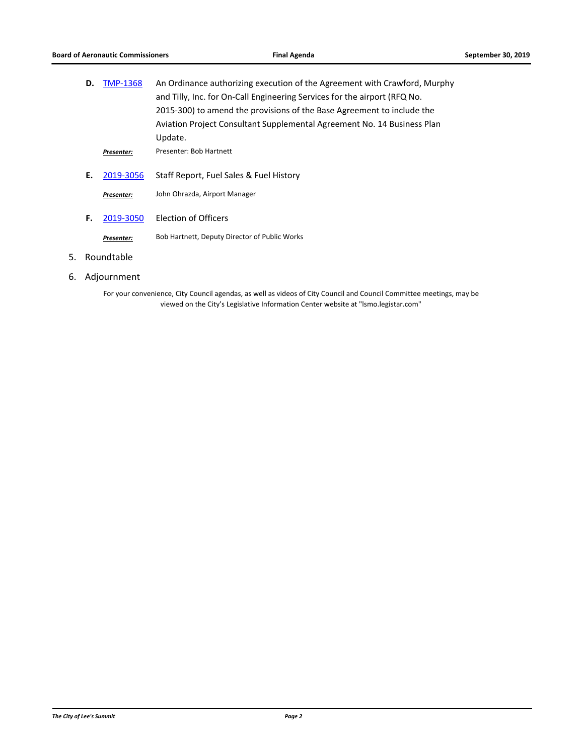**D.** TMP-1368 An Ordinance authorizing execution of the Agreement with Crawford, Murphy and Tilly, Inc. for On-Call Engineering Services for the airport (RFQ No. 2015-300) to amend the provisions of the Base Agreement to include the Aviation Project Consultant Supplemental Agreement No. 14 Business Plan Update.

***Presenter:*** Presenter: Bob Hartnett

**E.** 2019-3056 Staff Report, Fuel Sales & Fuel History

***Presenter:*** John Ohrazda, Airport Manager

**F.** 2019-3050 Election of Officers

***Presenter:*** Bob Hartnett, Deputy Director of Public Works

5. Roundtable

6. Adjournment

For your convenience, City Council agendas, as well as videos of City Council and Council Committee meetings, may be viewed on the City's Legislative Information Center website at "lsmo.legistar.com"